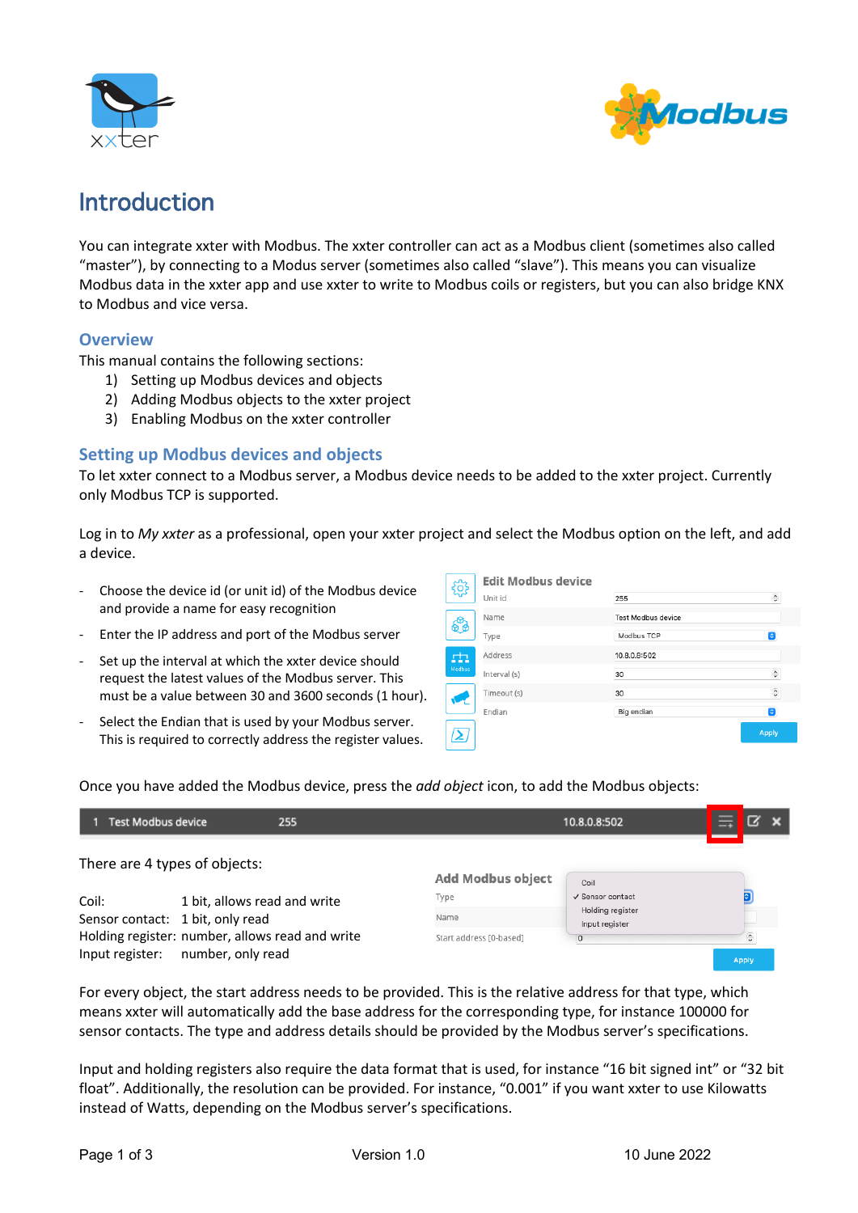# Introduction

You can integrate xxter with Modbus. The xxter controller can act as a Modbus client (sometimes also called "master"), by connecting to a Modus server (sometimes also called "slave"). This means you can visualize Modbus data in the xxter app and use xxter to write to Modbus coils or registers, but you can also bridge KNX to Modbus and vice versa.

## Overview

This manual contains the following sections:

1) Setting up Modbus devices and objects
2) Adding Modbus objects to the xxter project
3) Enabling Modbus on the xxter controller

## Setting up Modbus devices and objects

To let xxter connect to a Modbus server, a Modbus device needs to be added to the xxter project. Currently only Modbus TCP is supported.

Log in to *My xxter* as a professional, open your xxter project and select the Modbus option on the left, and add a device.

- Choose the device id (or unit id) of the Modbus device and provide a name for easy recognition
- Enter the IP address and port of the Modbus server
- Set up the interval at which the xxter device should request the latest values of the Modbus server. This must be a value between 30 and 3600 seconds (1 hour).
- Select the Endian that is used by your Modbus server. This is required to correctly address the register values.

Once you have added the Modbus device, press the *add object* icon, to add the Modbus objects:

There are 4 types of objects:

| | |
|---|---|
| Coil: | 1 bit, allows read and write |
| Sensor contact: | 1 bit, only read |
| Holding register: | number, allows read and write |
| Input register: | number, only read |

For every object, the start address needs to be provided. This is the relative address for that type, which means xxter will automatically add the base address for the corresponding type, for instance 100000 for sensor contacts. The type and address details should be provided by the Modbus server's specifications.

Input and holding registers also require the data format that is used, for instance "16 bit signed int" or "32 bit float". Additionally, the resolution can be provided. For instance, "0.001" if you want xxter to use Kilowatts instead of Watts, depending on the Modbus server's specifications.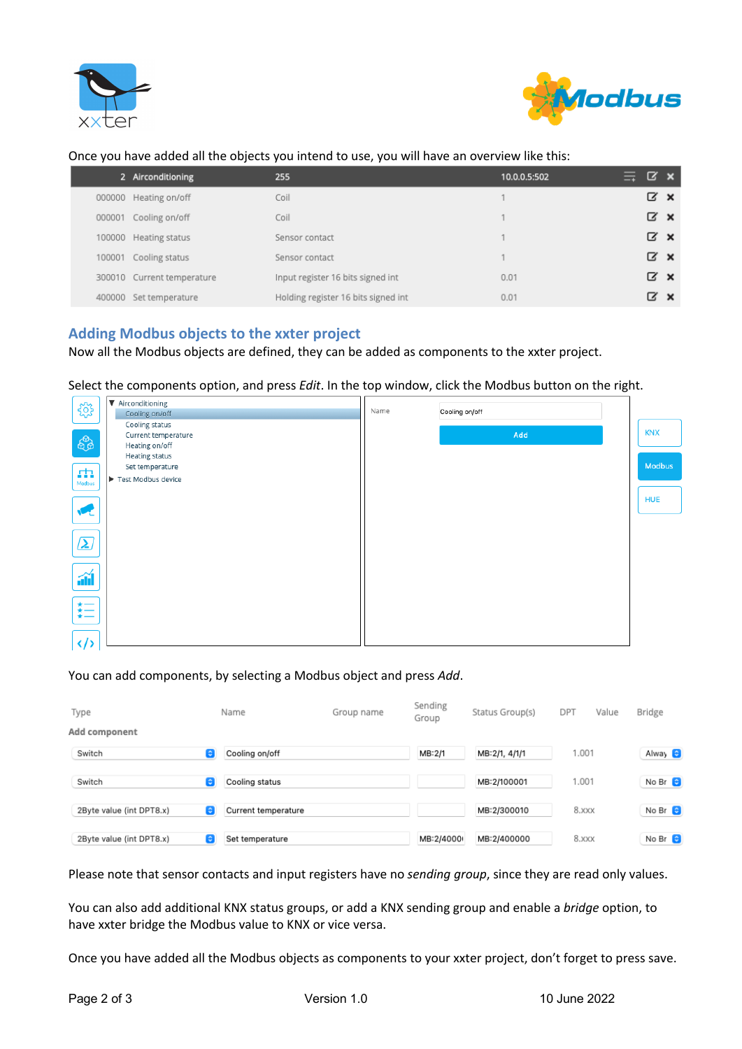Once you have added all the objects you intend to use, you will have an overview like this:

| 2 | Airconditioning | 255 | 10.0.0.5:502 |
|---|---|---|---|
| 000000 | Heating on/off | Coil | 1 |
| 000001 | Cooling on/off | Coil | 1 |
| 100000 | Heating status | Sensor contact | 1 |
| 100001 | Cooling status | Sensor contact | 1 |
| 300010 | Current temperature | Input register 16 bits signed int | 0.01 |
| 400000 | Set temperature | Holding register 16 bits signed int | 0.01 |

## Adding Modbus objects to the xxter project

Now all the Modbus objects are defined, they can be added as components to the xxter project.

Select the components option, and press *Edit*. In the top window, click the Modbus button on the right.

You can add components, by selecting a Modbus object and press *Add*.

| Type | Name | Group name | Sending Group | Status Group(s) | DPT | Value | Bridge |
|---|---|---|---|---|---|---|---|
| **Add component** | | | | | | | |
| Switch | Cooling on/off | | MB:2/1 | MB:2/1, 4/1/1 | 1.001 | | Alway |
| Switch | Cooling status | | | MB:2/100001 | 1.001 | | No Br |
| 2Byte value (int DPT8.x) | Current temperature | | | MB:2/300010 | 8.xxx | | No Br |
| 2Byte value (int DPT8.x) | Set temperature | | MB:2/4000( | MB:2/400000 | 8.xxx | | No Br |

Please note that sensor contacts and input registers have no *sending group*, since they are read only values.

You can also add additional KNX status groups, or add a KNX sending group and enable a *bridge* option, to have xxter bridge the Modbus value to KNX or vice versa.

Once you have added all the Modbus objects as components to your xxter project, don't forget to press save.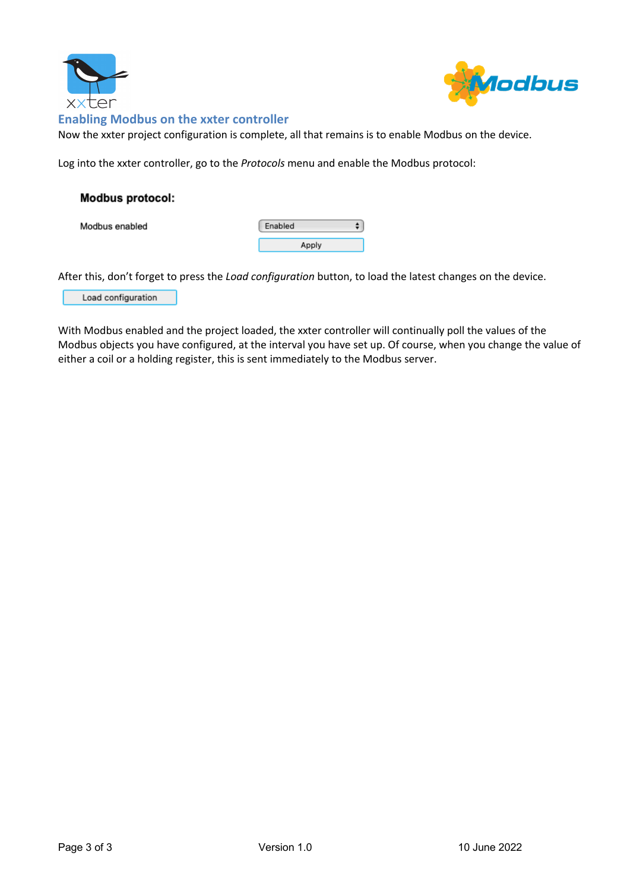## Enabling Modbus on the xxter controller

Now the xxter project configuration is complete, all that remains is to enable Modbus on the device.

Log into the xxter controller, go to the *Protocols* menu and enable the Modbus protocol:

**Modbus protocol:**

Modbus enabled — Enabled

Apply

After this, don't forget to press the *Load configuration* button, to load the latest changes on the device.

Load configuration

With Modbus enabled and the project loaded, the xxter controller will continually poll the values of the Modbus objects you have configured, at the interval you have set up. Of course, when you change the value of either a coil or a holding register, this is sent immediately to the Modbus server.